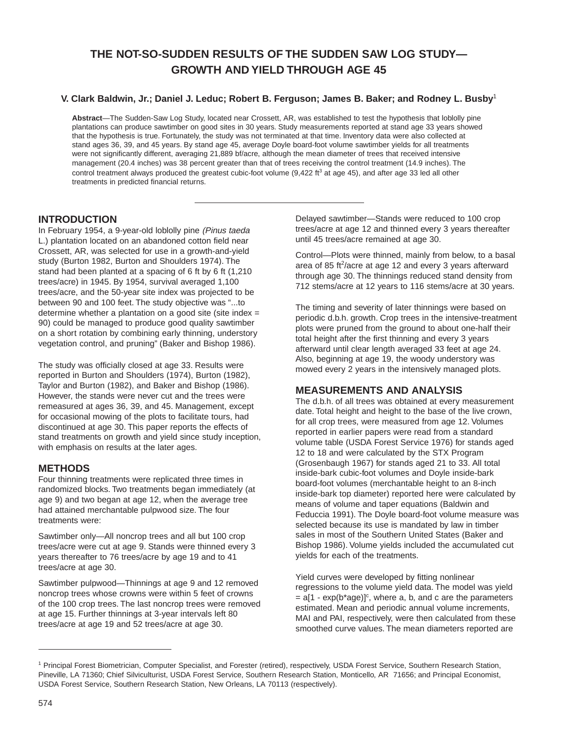# THE NOT-SO-SUDDEN RESULTS OF THE SUDDEN SAW LOG STUDY—GROWTH AND YIELD THROUGH AGE 45

**V. Clark Baldwin, Jr.; Daniel J. Leduc; Robert B. Ferguson; James B. Baker; and Rodney L. Busby**[1]

**Abstract**—The Sudden-Saw Log Study, located near Crossett, AR, was established to test the hypothesis that loblolly pine plantations can produce sawtimber on good sites in 30 years. Study measurements reported at stand age 33 years showed that the hypothesis is true. Fortunately, the study was not terminated at that time. Inventory data were also collected at stand ages 36, 39, and 45 years. By stand age 45, average Doyle board-foot volume sawtimber yields for all treatments were not significantly different, averaging 21,889 bf/acre, although the mean diameter of trees that received intensive management (20.4 inches) was 38 percent greater than that of trees receiving the control treatment (14.9 inches). The control treatment always produced the greatest cubic-foot volume (9,422 $ft^3$ at age 45), and after age 33 led all other treatments in predicted financial returns.

## INTRODUCTION

In February 1954, a 9-year-old loblolly pine *(Pinus taeda* L.) plantation located on an abandoned cotton field near Crossett, AR, was selected for use in a growth-and-yield study (Burton 1982, Burton and Shoulders 1974). The stand had been planted at a spacing of 6 ft by 6 ft (1,210 trees/acre) in 1945. By 1954, survival averaged 1,100 trees/acre, and the 50-year site index was projected to be between 90 and 100 feet. The study objective was "...to determine whether a plantation on a good site (site index = 90) could be managed to produce good quality sawtimber on a short rotation by combining early thinning, understory vegetation control, and pruning" (Baker and Bishop 1986).

The study was officially closed at age 33. Results were reported in Burton and Shoulders (1974), Burton (1982), Taylor and Burton (1982), and Baker and Bishop (1986). However, the stands were never cut and the trees were remeasured at ages 36, 39, and 45. Management, except for occasional mowing of the plots to facilitate tours, had discontinued at age 30. This paper reports the effects of stand treatments on growth and yield since study inception, with emphasis on results at the later ages.

## METHODS

Four thinning treatments were replicated three times in randomized blocks. Two treatments began immediately (at age 9) and two began at age 12, when the average tree had attained merchantable pulpwood size. The four treatments were:

Sawtimber only—All noncrop trees and all but 100 crop trees/acre were cut at age 9. Stands were thinned every 3 years thereafter to 76 trees/acre by age 19 and to 41 trees/acre at age 30.

Sawtimber pulpwood—Thinnings at age 9 and 12 removed noncrop trees whose crowns were within 5 feet of crowns of the 100 crop trees. The last noncrop trees were removed at age 15. Further thinnings at 3-year intervals left 80 trees/acre at age 19 and 52 trees/acre at age 30.

Delayed sawtimber—Stands were reduced to 100 crop trees/acre at age 12 and thinned every 3 years thereafter until 45 trees/acre remained at age 30.

Control—Plots were thinned, mainly from below, to a basal area of 85 $ft^2$/acre at age 12 and every 3 years afterward through age 30. The thinnings reduced stand density from 712 stems/acre at 12 years to 116 stems/acre at 30 years.

The timing and severity of later thinnings were based on periodic d.b.h. growth. Crop trees in the intensive-treatment plots were pruned from the ground to about one-half their total height after the first thinning and every 3 years afterward until clear length averaged 33 feet at age 24. Also, beginning at age 19, the woody understory was mowed every 2 years in the intensively managed plots.

## MEASUREMENTS AND ANALYSIS

The d.b.h. of all trees was obtained at every measurement date. Total height and height to the base of the live crown, for all crop trees, were measured from age 12. Volumes reported in earlier papers were read from a standard volume table (USDA Forest Service 1976) for stands aged 12 to 18 and were calculated by the STX Program (Grosenbaugh 1967) for stands aged 21 to 33. All total inside-bark cubic-foot volumes and Doyle inside-bark board-foot volumes (merchantable height to an 8-inch inside-bark top diameter) reported here were calculated by means of volume and taper equations (Baldwin and Feduccia 1991). The Doyle board-foot volume measure was selected because its use is mandated by law in timber sales in most of the Southern United States (Baker and Bishop 1986). Volume yields included the accumulated cut yields for each of the treatments.

Yield curves were developed by fitting nonlinear regressions to the volume yield data. The model was yield $= a[1 - \exp(b*age)]^c$, where a, b, and c are the parameters estimated. Mean and periodic annual volume increments, MAI and PAI, respectively, were then calculated from these smoothed curve values. The mean diameters reported are

[1] Principal Forest Biometrician, Computer Specialist, and Forester (retired), respectively, USDA Forest Service, Southern Research Station, Pineville, LA 71360; Chief Silviculturist, USDA Forest Service, Southern Research Station, Monticello, AR 71656; and Principal Economist, USDA Forest Service, Southern Research Station, New Orleans, LA 70113 (respectively).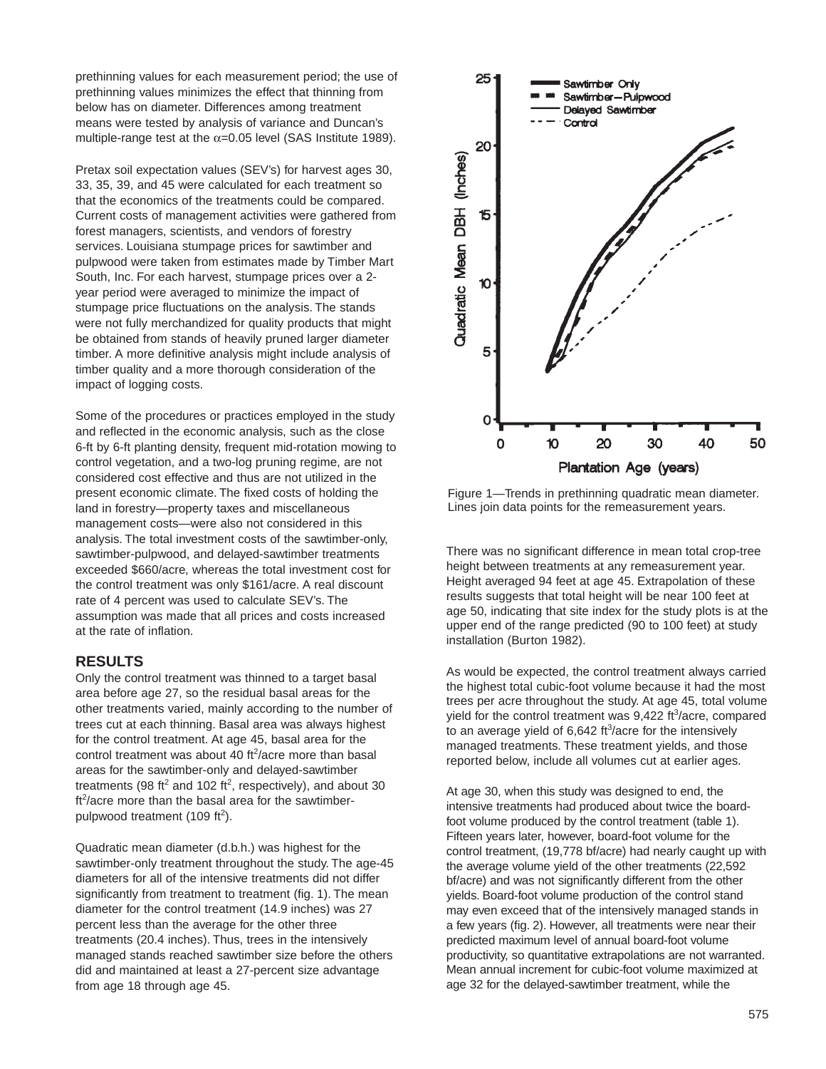prethinning values for each measurement period; the use of prethinning values minimizes the effect that thinning from below has on diameter. Differences among treatment means were tested by analysis of variance and Duncan's multiple-range test at the $\alpha$=0.05 level (SAS Institute 1989).

Pretax soil expectation values (SEV's) for harvest ages 30, 33, 35, 39, and 45 were calculated for each treatment so that the economics of the treatments could be compared. Current costs of management activities were gathered from forest managers, scientists, and vendors of forestry services. Louisiana stumpage prices for sawtimber and pulpwood were taken from estimates made by Timber Mart South, Inc. For each harvest, stumpage prices over a 2-year period were averaged to minimize the impact of stumpage price fluctuations on the analysis. The stands were not fully merchandized for quality products that might be obtained from stands of heavily pruned larger diameter timber. A more definitive analysis might include analysis of timber quality and a more thorough consideration of the impact of logging costs.

Some of the procedures or practices employed in the study and reflected in the economic analysis, such as the close 6-ft by 6-ft planting density, frequent mid-rotation mowing to control vegetation, and a two-log pruning regime, are not considered cost effective and thus are not utilized in the present economic climate. The fixed costs of holding the land in forestry—property taxes and miscellaneous management costs—were also not considered in this analysis. The total investment costs of the sawtimber-only, sawtimber-pulpwood, and delayed-sawtimber treatments exceeded $660/acre, whereas the total investment cost for the control treatment was only $161/acre. A real discount rate of 4 percent was used to calculate SEV's. The assumption was made that all prices and costs increased at the rate of inflation.

## RESULTS

Only the control treatment was thinned to a target basal area before age 27, so the residual basal areas for the other treatments varied, mainly according to the number of trees cut at each thinning. Basal area was always highest for the control treatment. At age 45, basal area for the control treatment was about 40 ft$^2$/acre more than basal areas for the sawtimber-only and delayed-sawtimber treatments (98 ft$^2$ and 102 ft$^2$, respectively), and about 30 ft$^2$/acre more than the basal area for the sawtimber-pulpwood treatment (109 ft$^2$).

Quadratic mean diameter (d.b.h.) was highest for the sawtimber-only treatment throughout the study. The age-45 diameters for all of the intensive treatments did not differ significantly from treatment to treatment (fig. 1). The mean diameter for the control treatment (14.9 inches) was 27 percent less than the average for the other three treatments (20.4 inches). Thus, trees in the intensively managed stands reached sawtimber size before the others did and maintained at least a 27-percent size advantage from age 18 through age 45.

Sawtimber Only
Sawtimber—Pulpwood
Delayed Sawtimber
Control

Quadratic Mean DBH (Inches)

0
5
10
15
20
25

0 10 20 30 40 50

Plantation Age (years)

Figure 1—Trends in prethinning quadratic mean diameter. Lines join data points for the remeasurement years.

There was no significant difference in mean total crop-tree height between treatments at any remeasurement year. Height averaged 94 feet at age 45. Extrapolation of these results suggests that total height will be near 100 feet at age 50, indicating that site index for the study plots is at the upper end of the range predicted (90 to 100 feet) at study installation (Burton 1982).

As would be expected, the control treatment always carried the highest total cubic-foot volume because it had the most trees per acre throughout the study. At age 45, total volume yield for the control treatment was 9,422 ft$^3$/acre, compared to an average yield of 6,642 ft$^3$/acre for the intensively managed treatments. These treatment yields, and those reported below, include all volumes cut at earlier ages.

At age 30, when this study was designed to end, the intensive treatments had produced about twice the board-foot volume produced by the control treatment (table 1). Fifteen years later, however, board-foot volume for the control treatment, (19,778 bf/acre) had nearly caught up with the average volume yield of the other treatments (22,592 bf/acre) and was not significantly different from the other yields. Board-foot volume production of the control stand may even exceed that of the intensively managed stands in a few years (fig. 2). However, all treatments were near their predicted maximum level of annual board-foot volume productivity, so quantitative extrapolations are not warranted. Mean annual increment for cubic-foot volume maximized at age 32 for the delayed-sawtimber treatment, while the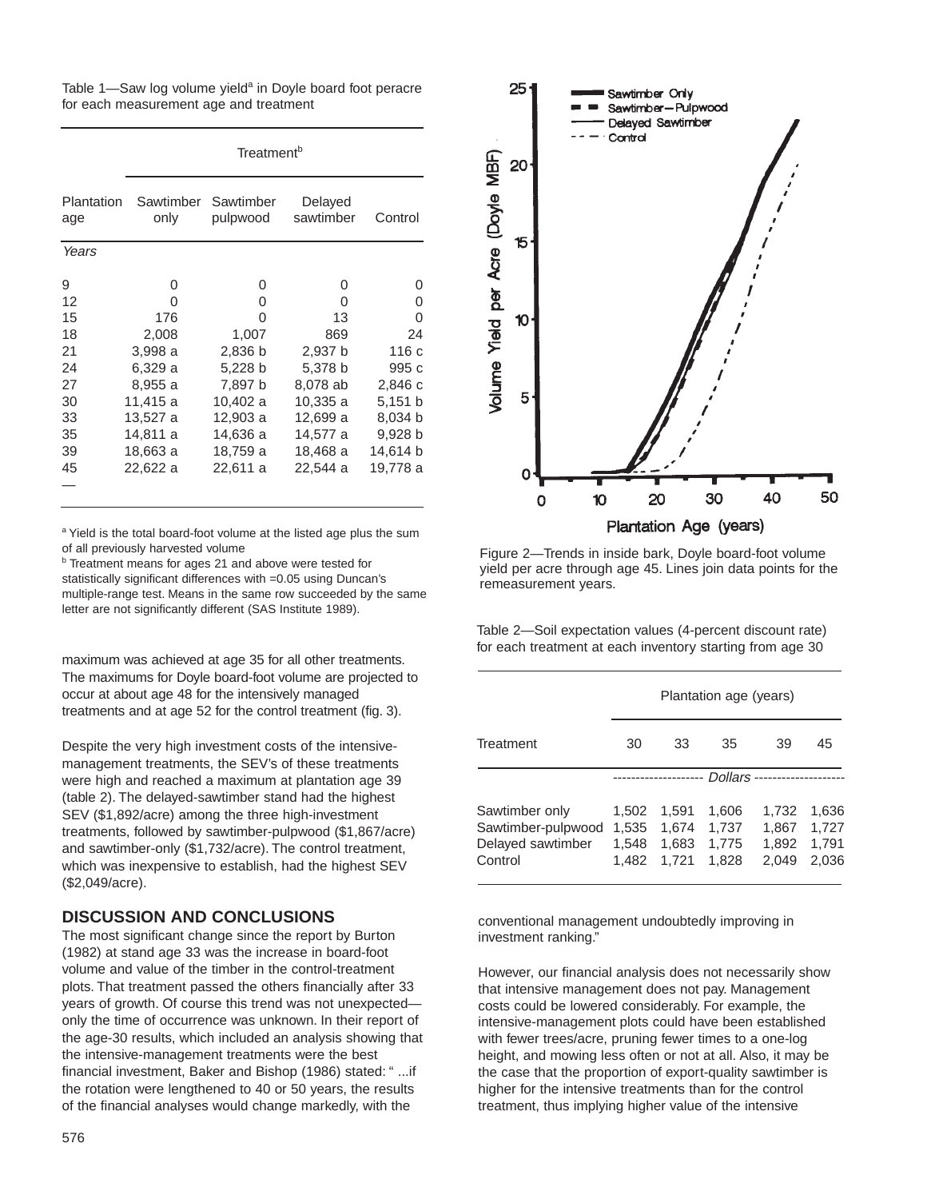Table 1—Saw log volume yield[a] in Doyle board foot peracre for each measurement age and treatment

| | Treatment[b] | | | |
|---|---|---|---|---|
| Plantation age | Sawtimber only | Sawtimber pulpwood | Delayed sawtimber | Control |
| *Years* | | | | |
| 9 | 0 | 0 | 0 | 0 |
| 12 | 0 | 0 | 0 | 0 |
| 15 | 176 | 0 | 13 | 0 |
| 18 | 2,008 | 1,007 | 869 | 24 |
| 21 | 3,998 a | 2,836 b | 2,937 b | 116 c |
| 24 | 6,329 a | 5,228 b | 5,378 b | 995 c |
| 27 | 8,955 a | 7,897 b | 8,078 ab | 2,846 c |
| 30 | 11,415 a | 10,402 a | 10,335 a | 5,151 b |
| 33 | 13,527 a | 12,903 a | 12,699 a | 8,034 b |
| 35 | 14,811 a | 14,636 a | 14,577 a | 9,928 b |
| 39 | 18,663 a | 18,759 a | 18,468 a | 14,614 b |
| 45 | 22,622 a | 22,611 a | 22,544 a | 19,778 a |
| — | | | | |

[a] Yield is the total board-foot volume at the listed age plus the sum of all previously harvested volume

[b] Treatment means for ages 21 and above were tested for statistically significant differences with =0.05 using Duncan's multiple-range test. Means in the same row succeeded by the same letter are not significantly different (SAS Institute 1989).

maximum was achieved at age 35 for all other treatments. The maximums for Doyle board-foot volume are projected to occur at about age 48 for the intensively managed treatments and at age 52 for the control treatment (fig. 3).

Despite the very high investment costs of the intensive-management treatments, the SEV's of these treatments were high and reached a maximum at plantation age 39 (table 2). The delayed-sawtimber stand had the highest SEV ($1,892/acre) among the three high-investment treatments, followed by sawtimber-pulpwood ($1,867/acre) and sawtimber-only ($1,732/acre). The control treatment, which was inexpensive to establish, had the highest SEV ($2,049/acre).

## DISCUSSION AND CONCLUSIONS

The most significant change since the report by Burton (1982) at stand age 33 was the increase in board-foot volume and value of the timber in the control-treatment plots. That treatment passed the others financially after 33 years of growth. Of course this trend was not unexpected—only the time of occurrence was unknown. In their report of the age-30 results, which included an analysis showing that the intensive-management treatments were the best financial investment, Baker and Bishop (1986) stated: " ...if the rotation were lengthened to 40 or 50 years, the results of the financial analyses would change markedly, with the

Sawtimber Only
Sawtimber—Pulpwood
Delayed Sawtimber
Control

Volume Yield per Acre (Doyle MBF)

25
20
15
10
5
0

0 10 20 30 40 50

Plantation Age (years)

Figure 2—Trends in inside bark, Doyle board-foot volume yield per acre through age 45. Lines join data points for the remeasurement years.

Table 2—Soil expectation values (4-percent discount rate) for each treatment at each inventory starting from age 30

| | Plantation age (years) | | | | |
|---|---|---|---|---|---|
| Treatment | 30 | 33 | 35 | 39 | 45 |
| | *Dollars* | | | | |
| Sawtimber only | 1,502 | 1,591 | 1,606 | 1,732 | 1,636 |
| Sawtimber-pulpwood | 1,535 | 1,674 | 1,737 | 1,867 | 1,727 |
| Delayed sawtimber | 1,548 | 1,683 | 1,775 | 1,892 | 1,791 |
| Control | 1,482 | 1,721 | 1,828 | 2,049 | 2,036 |

conventional management undoubtedly improving in investment ranking."

However, our financial analysis does not necessarily show that intensive management does not pay. Management costs could be lowered considerably. For example, the intensive-management plots could have been established with fewer trees/acre, pruning fewer times to a one-log height, and mowing less often or not at all. Also, it may be the case that the proportion of export-quality sawtimber is higher for the intensive treatments than for the control treatment, thus implying higher value of the intensive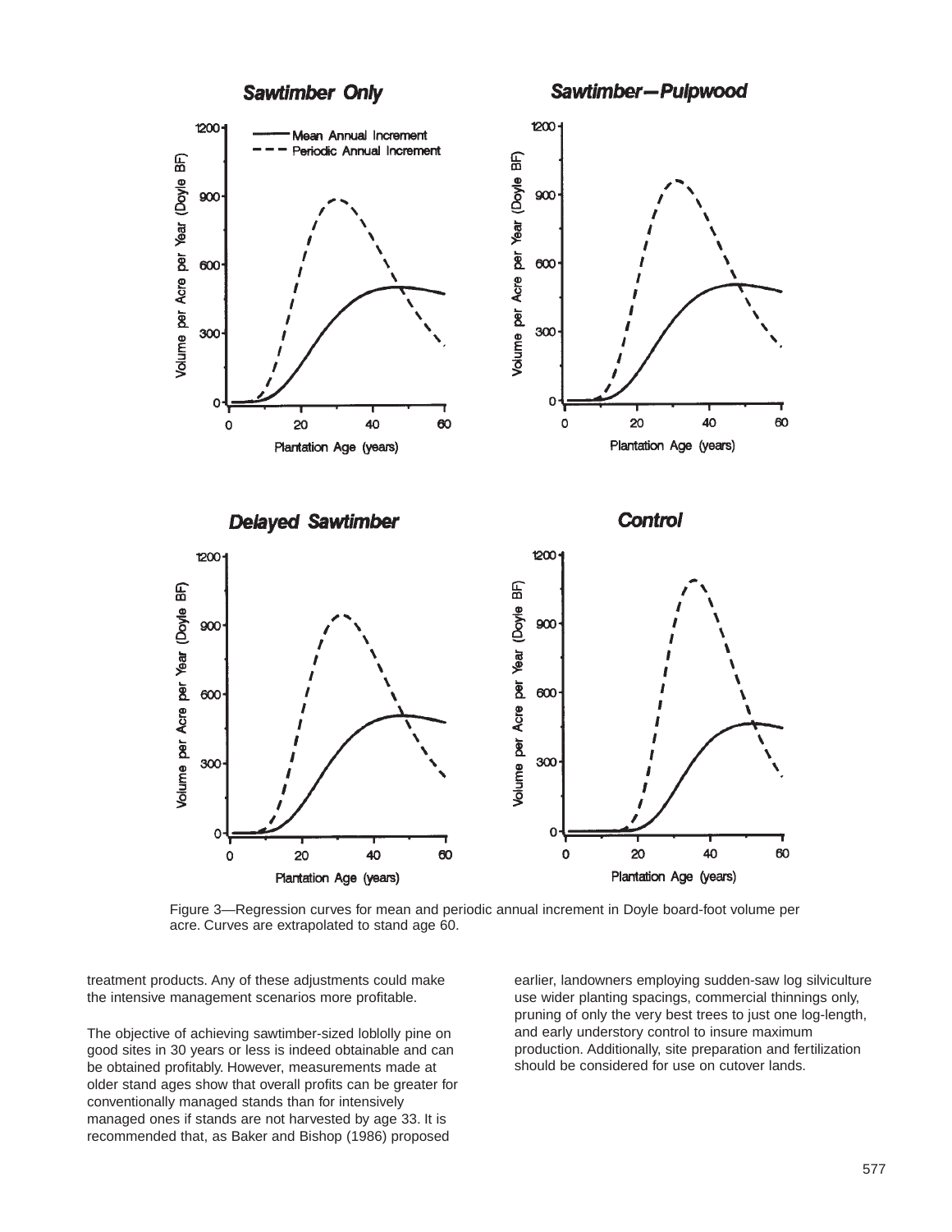**Sawtimber Only**

1200
900
600
300
0

Volume per Acre per Year (Doyle BF)

Mean Annual Increment
Periodic Annual Increment

0 20 40 60
Plantation Age (years)

**Sawtimber—Pulpwood**

1200
900
600
300
0

Volume per Acre per Year (Doyle BF)

0 20 40 60
Plantation Age (years)

**Delayed Sawtimber**

1200
900
600
300
0

Volume per Acre per Year (Doyle BF)

0 20 40 60
Plantation Age (years)

**Control**

1200
900
600
300
0

Volume per Acre per Year (Doyle BF)

0 20 40 60
Plantation Age (years)

Figure 3—Regression curves for mean and periodic annual increment in Doyle board-foot volume per acre. Curves are extrapolated to stand age 60.

treatment products. Any of these adjustments could make the intensive management scenarios more profitable.

The objective of achieving sawtimber-sized loblolly pine on good sites in 30 years or less is indeed obtainable and can be obtained profitably. However, measurements made at older stand ages show that overall profits can be greater for conventionally managed stands than for intensively managed ones if stands are not harvested by age 33. It is recommended that, as Baker and Bishop (1986) proposed earlier, landowners employing sudden-saw log silviculture use wider planting spacings, commercial thinnings only, pruning of only the very best trees to just one log-length, and early understory control to insure maximum production. Additionally, site preparation and fertilization should be considered for use on cutover lands.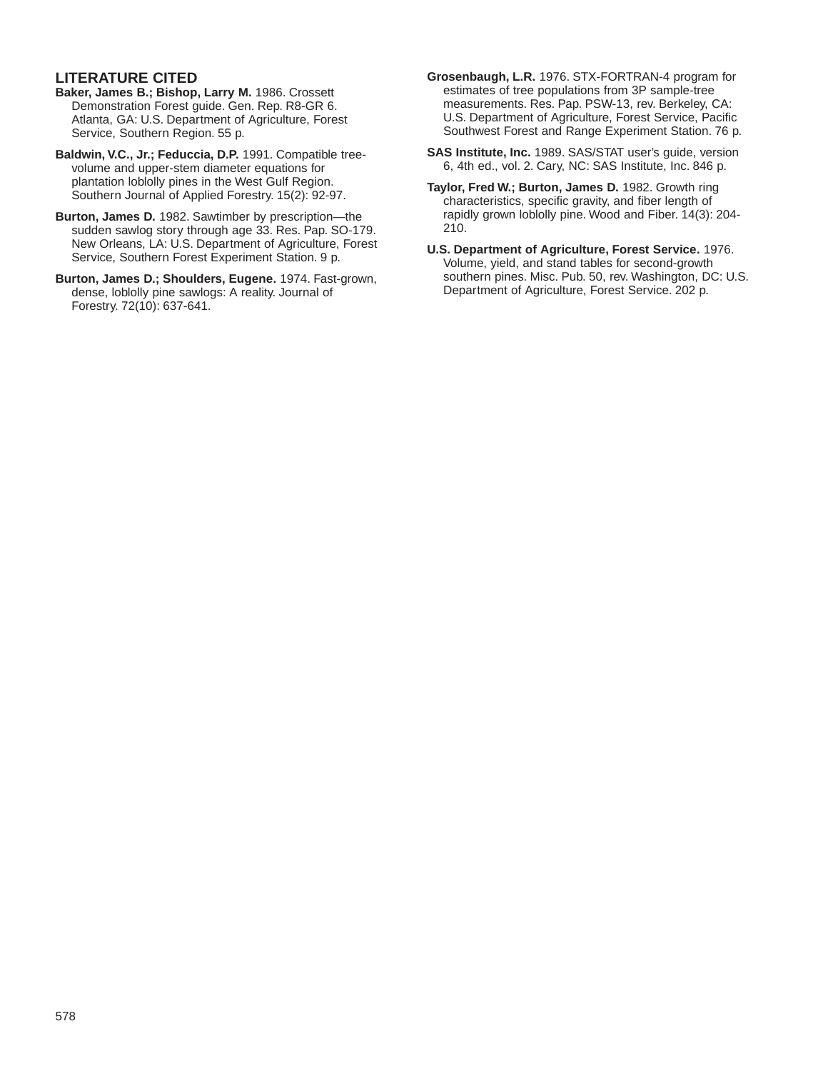## LITERATURE CITED

**Baker, James B.; Bishop, Larry M.** 1986. Crossett Demonstration Forest guide. Gen. Rep. R8-GR 6. Atlanta, GA: U.S. Department of Agriculture, Forest Service, Southern Region. 55 p.

**Baldwin, V.C., Jr.; Feduccia, D.P.** 1991. Compatible tree-volume and upper-stem diameter equations for plantation loblolly pines in the West Gulf Region. Southern Journal of Applied Forestry. 15(2): 92-97.

**Burton, James D.** 1982. Sawtimber by prescription—the sudden sawlog story through age 33. Res. Pap. SO-179. New Orleans, LA: U.S. Department of Agriculture, Forest Service, Southern Forest Experiment Station. 9 p.

**Burton, James D.; Shoulders, Eugene.** 1974. Fast-grown, dense, loblolly pine sawlogs: A reality. Journal of Forestry. 72(10): 637-641.

**Grosenbaugh, L.R.** 1976. STX-FORTRAN-4 program for estimates of tree populations from 3P sample-tree measurements. Res. Pap. PSW-13, rev. Berkeley, CA: U.S. Department of Agriculture, Forest Service, Pacific Southwest Forest and Range Experiment Station. 76 p.

**SAS Institute, Inc.** 1989. SAS/STAT user's guide, version 6, 4th ed., vol. 2. Cary, NC: SAS Institute, Inc. 846 p.

**Taylor, Fred W.; Burton, James D.** 1982. Growth ring characteristics, specific gravity, and fiber length of rapidly grown loblolly pine. Wood and Fiber. 14(3): 204-210.

**U.S. Department of Agriculture, Forest Service.** 1976. Volume, yield, and stand tables for second-growth southern pines. Misc. Pub. 50, rev. Washington, DC: U.S. Department of Agriculture, Forest Service. 202 p.